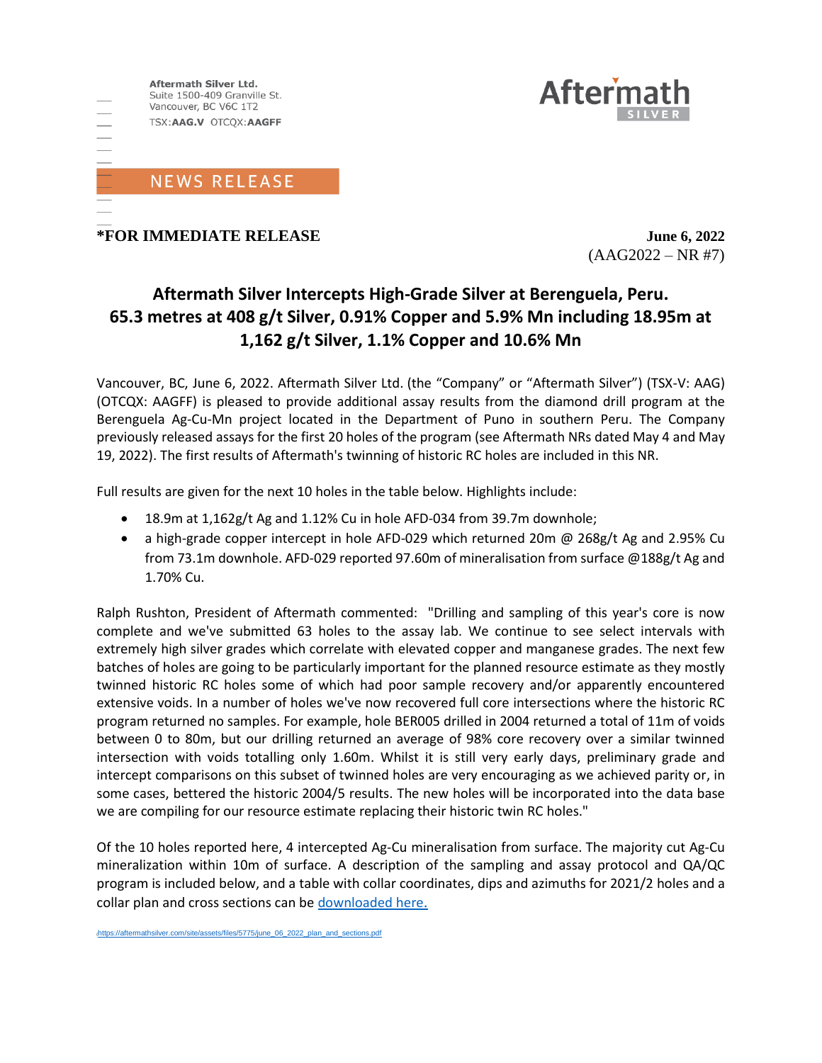Aftermath Silver Ltd.
Suite 1500-409 Granville St.
Vancouver, BC V6C 1T2
TSX:**AAG.V** OTCQX:**AAGFF**

Aftermath SILVER

NEWS RELEASE

**\*FOR IMMEDIATE RELEASE**

**June 6, 2022**
(AAG2022 – NR #7)

# Aftermath Silver Intercepts High-Grade Silver at Berenguela, Peru. 65.3 metres at 408 g/t Silver, 0.91% Copper and 5.9% Mn including 18.95m at 1,162 g/t Silver, 1.1% Copper and 10.6% Mn

Vancouver, BC, June 6, 2022. Aftermath Silver Ltd. (the "Company" or "Aftermath Silver") (TSX-V: AAG) (OTCQX: AAGFF) is pleased to provide additional assay results from the diamond drill program at the Berenguela Ag-Cu-Mn project located in the Department of Puno in southern Peru. The Company previously released assays for the first 20 holes of the program (see Aftermath NRs dated May 4 and May 19, 2022). The first results of Aftermath's twinning of historic RC holes are included in this NR.

Full results are given for the next 10 holes in the table below. Highlights include:

- 18.9m at 1,162g/t Ag and 1.12% Cu in hole AFD-034 from 39.7m downhole;
- a high-grade copper intercept in hole AFD-029 which returned 20m @ 268g/t Ag and 2.95% Cu from 73.1m downhole. AFD-029 reported 97.60m of mineralisation from surface @188g/t Ag and 1.70% Cu.

Ralph Rushton, President of Aftermath commented: "Drilling and sampling of this year's core is now complete and we've submitted 63 holes to the assay lab. We continue to see select intervals with extremely high silver grades which correlate with elevated copper and manganese grades. The next few batches of holes are going to be particularly important for the planned resource estimate as they mostly twinned historic RC holes some of which had poor sample recovery and/or apparently encountered extensive voids. In a number of holes we've now recovered full core intersections where the historic RC program returned no samples. For example, hole BER005 drilled in 2004 returned a total of 11m of voids between 0 to 80m, but our drilling returned an average of 98% core recovery over a similar twinned intersection with voids totalling only 1.60m. Whilst it is still very early days, preliminary grade and intercept comparisons on this subset of twinned holes are very encouraging as we achieved parity or, in some cases, bettered the historic 2004/5 results. The new holes will be incorporated into the data base we are compiling for our resource estimate replacing their historic twin RC holes."

Of the 10 holes reported here, 4 intercepted Ag-Cu mineralisation from surface. The majority cut Ag-Cu mineralization within 10m of surface. A description of the sampling and assay protocol and QA/QC program is included below, and a table with collar coordinates, dips and azimuths for 2021/2 holes and a collar plan and cross sections can be [downloaded here.](https://aftermathsilver.com/site/assets/files/5775/june_06_2022_plan_and_sections.pdf)

(https://aftermathsilver.com/site/assets/files/5775/june_06_2022_plan_and_sections.pdf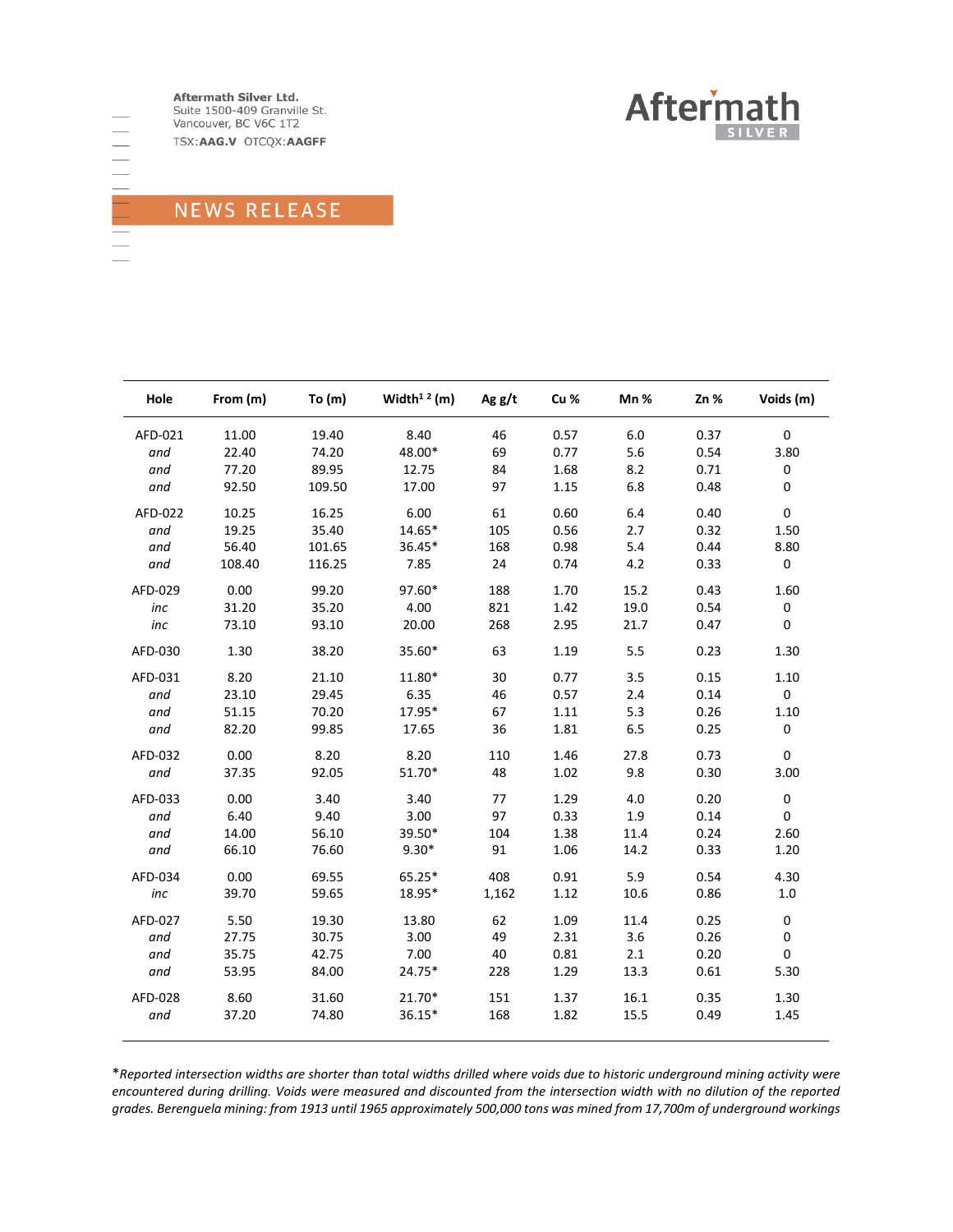| Hole | From (m) | To (m) | Width[1] [2] (m) | Ag g/t | Cu % | Mn % | Zn % | Voids (m) |
|---|---|---|---|---|---|---|---|---|
| AFD-021 | 11.00 | 19.40 | 8.40 | 46 | 0.57 | 6.0 | 0.37 | 0 |
| *and* | 22.40 | 74.20 | 48.00* | 69 | 0.77 | 5.6 | 0.54 | 3.80 |
| *and* | 77.20 | 89.95 | 12.75 | 84 | 1.68 | 8.2 | 0.71 | 0 |
| *and* | 92.50 | 109.50 | 17.00 | 97 | 1.15 | 6.8 | 0.48 | 0 |
| AFD-022 | 10.25 | 16.25 | 6.00 | 61 | 0.60 | 6.4 | 0.40 | 0 |
| *and* | 19.25 | 35.40 | 14.65* | 105 | 0.56 | 2.7 | 0.32 | 1.50 |
| *and* | 56.40 | 101.65 | 36.45* | 168 | 0.98 | 5.4 | 0.44 | 8.80 |
| *and* | 108.40 | 116.25 | 7.85 | 24 | 0.74 | 4.2 | 0.33 | 0 |
| AFD-029 | 0.00 | 99.20 | 97.60* | 188 | 1.70 | 15.2 | 0.43 | 1.60 |
| *inc* | 31.20 | 35.20 | 4.00 | 821 | 1.42 | 19.0 | 0.54 | 0 |
| *inc* | 73.10 | 93.10 | 20.00 | 268 | 2.95 | 21.7 | 0.47 | 0 |
| AFD-030 | 1.30 | 38.20 | 35.60* | 63 | 1.19 | 5.5 | 0.23 | 1.30 |
| AFD-031 | 8.20 | 21.10 | 11.80* | 30 | 0.77 | 3.5 | 0.15 | 1.10 |
| *and* | 23.10 | 29.45 | 6.35 | 46 | 0.57 | 2.4 | 0.14 | 0 |
| *and* | 51.15 | 70.20 | 17.95* | 67 | 1.11 | 5.3 | 0.26 | 1.10 |
| *and* | 82.20 | 99.85 | 17.65 | 36 | 1.81 | 6.5 | 0.25 | 0 |
| AFD-032 | 0.00 | 8.20 | 8.20 | 110 | 1.46 | 27.8 | 0.73 | 0 |
| *and* | 37.35 | 92.05 | 51.70* | 48 | 1.02 | 9.8 | 0.30 | 3.00 |
| AFD-033 | 0.00 | 3.40 | 3.40 | 77 | 1.29 | 4.0 | 0.20 | 0 |
| *and* | 6.40 | 9.40 | 3.00 | 97 | 0.33 | 1.9 | 0.14 | 0 |
| *and* | 14.00 | 56.10 | 39.50* | 104 | 1.38 | 11.4 | 0.24 | 2.60 |
| *and* | 66.10 | 76.60 | 9.30* | 91 | 1.06 | 14.2 | 0.33 | 1.20 |
| AFD-034 | 0.00 | 69.55 | 65.25* | 408 | 0.91 | 5.9 | 0.54 | 4.30 |
| *inc* | 39.70 | 59.65 | 18.95* | 1,162 | 1.12 | 10.6 | 0.86 | 1.0 |
| AFD-027 | 5.50 | 19.30 | 13.80 | 62 | 1.09 | 11.4 | 0.25 | 0 |
| *and* | 27.75 | 30.75 | 3.00 | 49 | 2.31 | 3.6 | 0.26 | 0 |
| *and* | 35.75 | 42.75 | 7.00 | 40 | 0.81 | 2.1 | 0.20 | 0 |
| *and* | 53.95 | 84.00 | 24.75* | 228 | 1.29 | 13.3 | 0.61 | 5.30 |
| AFD-028 | 8.60 | 31.60 | 21.70* | 151 | 1.37 | 16.1 | 0.35 | 1.30 |
| *and* | 37.20 | 74.80 | 36.15* | 168 | 1.82 | 15.5 | 0.49 | 1.45 |

**Reported intersection widths are shorter than total widths drilled where voids due to historic underground mining activity were encountered during drilling. Voids were measured and discounted from the intersection width with no dilution of the reported grades. Berenguela mining: from 1913 until 1965 approximately 500,000 tons was mined from 17,700m of underground workings*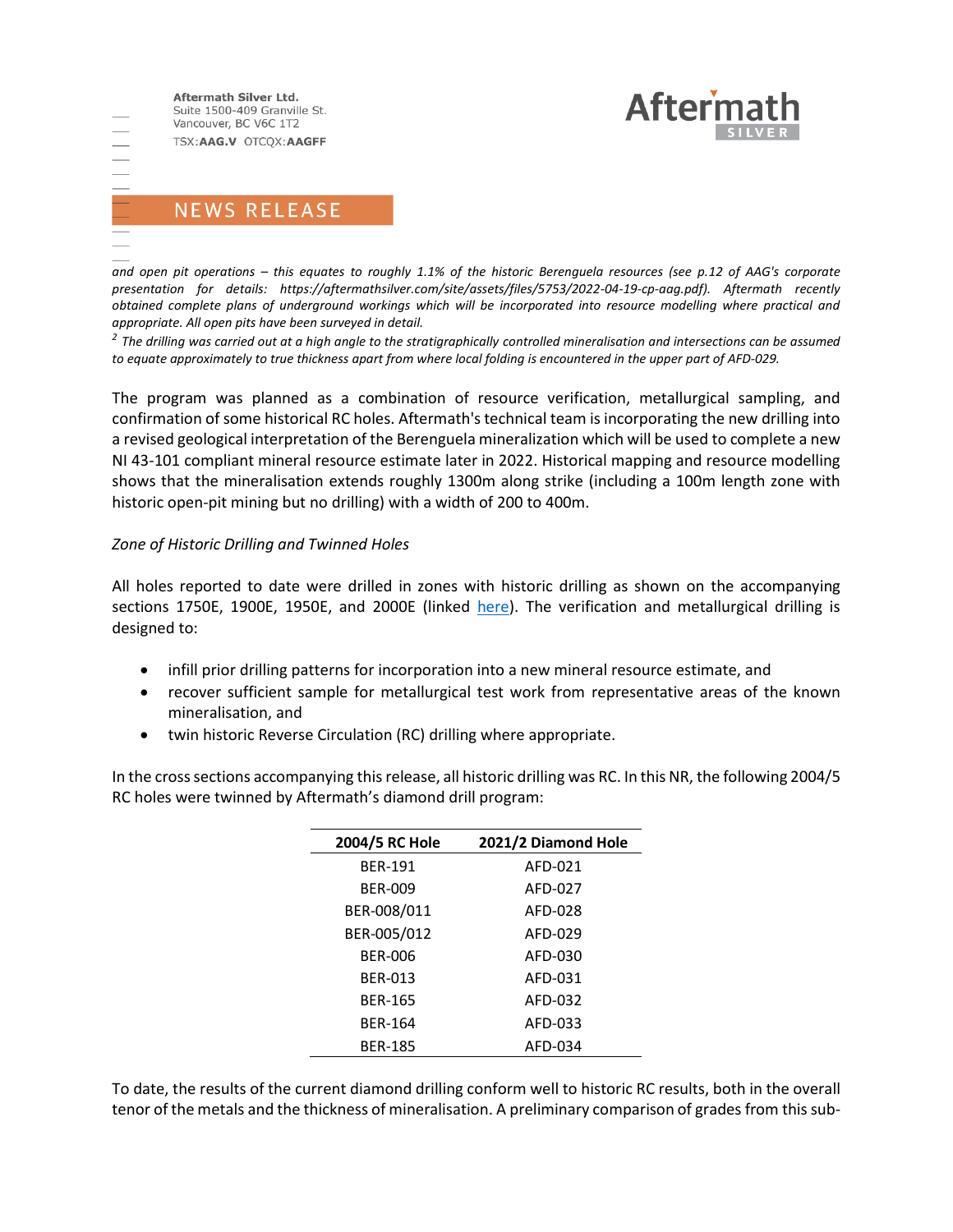*and open pit operations – this equates to roughly 1.1% of the historic Berenguela resources (see p.12 of AAG's corporate presentation for details: https://aftermathsilver.com/site/assets/files/5753/2022-04-19-cp-aag.pdf). Aftermath recently obtained complete plans of underground workings which will be incorporated into resource modelling where practical and appropriate. All open pits have been surveyed in detail.*

[2] *The drilling was carried out at a high angle to the stratigraphically controlled mineralisation and intersections can be assumed to equate approximately to true thickness apart from where local folding is encountered in the upper part of AFD-029.*

The program was planned as a combination of resource verification, metallurgical sampling, and confirmation of some historical RC holes. Aftermath's technical team is incorporating the new drilling into a revised geological interpretation of the Berenguela mineralization which will be used to complete a new NI 43-101 compliant mineral resource estimate later in 2022. Historical mapping and resource modelling shows that the mineralisation extends roughly 1300m along strike (including a 100m length zone with historic open-pit mining but no drilling) with a width of 200 to 400m.

*Zone of Historic Drilling and Twinned Holes*

All holes reported to date were drilled in zones with historic drilling as shown on the accompanying sections 1750E, 1900E, 1950E, and 2000E (linked here). The verification and metallurgical drilling is designed to:

- infill prior drilling patterns for incorporation into a new mineral resource estimate, and
- recover sufficient sample for metallurgical test work from representative areas of the known mineralisation, and
- twin historic Reverse Circulation (RC) drilling where appropriate.

In the cross sections accompanying this release, all historic drilling was RC. In this NR, the following 2004/5 RC holes were twinned by Aftermath's diamond drill program:

| 2004/5 RC Hole | 2021/2 Diamond Hole |
|---|---|
| BER-191 | AFD-021 |
| BER-009 | AFD-027 |
| BER-008/011 | AFD-028 |
| BER-005/012 | AFD-029 |
| BER-006 | AFD-030 |
| BER-013 | AFD-031 |
| BER-165 | AFD-032 |
| BER-164 | AFD-033 |
| BER-185 | AFD-034 |

To date, the results of the current diamond drilling conform well to historic RC results, both in the overall tenor of the metals and the thickness of mineralisation. A preliminary comparison of grades from this sub-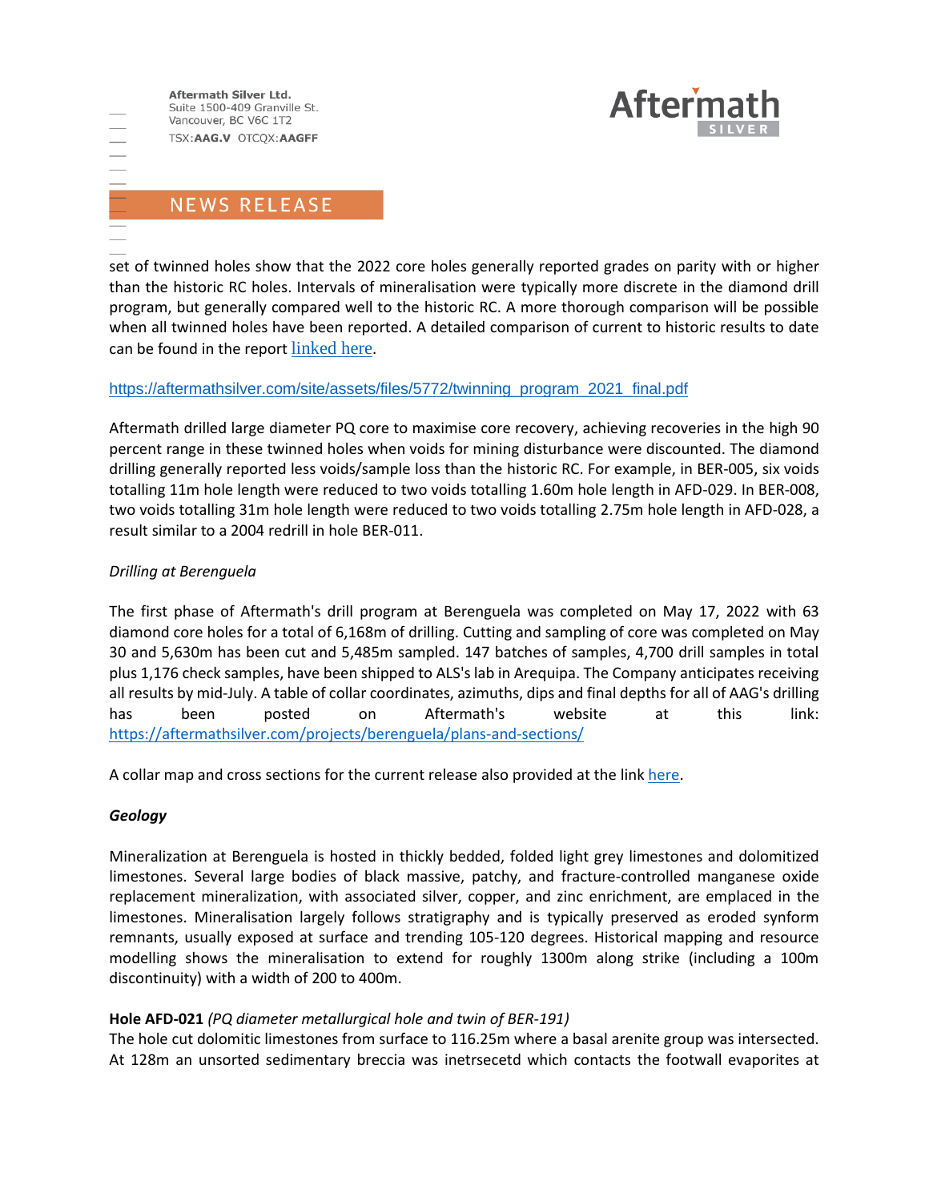set of twinned holes show that the 2022 core holes generally reported grades on parity with or higher than the historic RC holes. Intervals of mineralisation were typically more discrete in the diamond drill program, but generally compared well to the historic RC. A more thorough comparison will be possible when all twinned holes have been reported. A detailed comparison of current to historic results to date can be found in the report linked here.

https://aftermathsilver.com/site/assets/files/5772/twinning_program_2021_final.pdf

Aftermath drilled large diameter PQ core to maximise core recovery, achieving recoveries in the high 90 percent range in these twinned holes when voids for mining disturbance were discounted. The diamond drilling generally reported less voids/sample loss than the historic RC. For example, in BER-005, six voids totalling 11m hole length were reduced to two voids totalling 1.60m hole length in AFD-029. In BER-008, two voids totalling 31m hole length were reduced to two voids totalling 2.75m hole length in AFD-028, a result similar to a 2004 redrill in hole BER-011.

*Drilling at Berenguela*

The first phase of Aftermath's drill program at Berenguela was completed on May 17, 2022 with 63 diamond core holes for a total of 6,168m of drilling. Cutting and sampling of core was completed on May 30 and 5,630m has been cut and 5,485m sampled. 147 batches of samples, 4,700 drill samples in total plus 1,176 check samples, have been shipped to ALS's lab in Arequipa. The Company anticipates receiving all results by mid-July. A table of collar coordinates, azimuths, dips and final depths for all of AAG's drilling has been posted on Aftermath's website at this link: https://aftermathsilver.com/projects/berenguela/plans-and-sections/

A collar map and cross sections for the current release also provided at the link here.

***Geology***

Mineralization at Berenguela is hosted in thickly bedded, folded light grey limestones and dolomitized limestones. Several large bodies of black massive, patchy, and fracture-controlled manganese oxide replacement mineralization, with associated silver, copper, and zinc enrichment, are emplaced in the limestones. Mineralisation largely follows stratigraphy and is typically preserved as eroded synform remnants, usually exposed at surface and trending 105-120 degrees. Historical mapping and resource modelling shows the mineralisation to extend for roughly 1300m along strike (including a 100m discontinuity) with a width of 200 to 400m.

**Hole AFD-021** *(PQ diameter metallurgical hole and twin of BER-191)*
The hole cut dolomitic limestones from surface to 116.25m where a basal arenite group was intersected. At 128m an unsorted sedimentary breccia was inetrsecetd which contacts the footwall evaporites at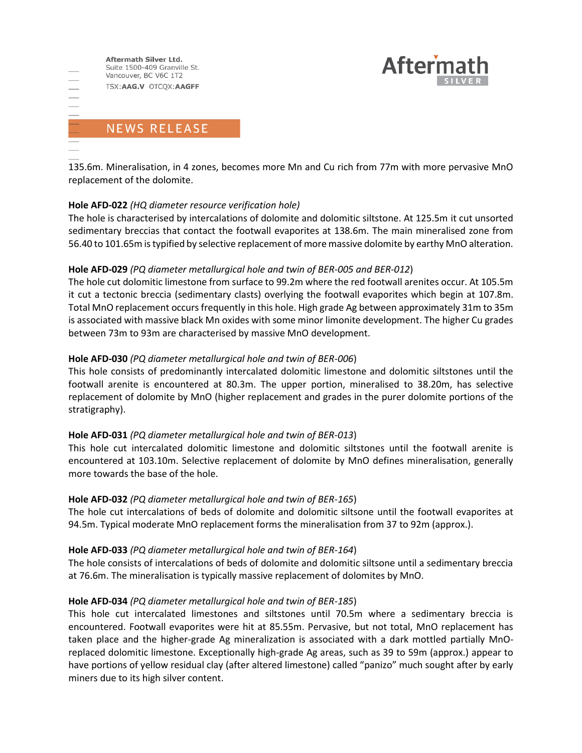135.6m. Mineralisation, in 4 zones, becomes more Mn and Cu rich from 77m with more pervasive MnO replacement of the dolomite.

**Hole AFD-022** *(HQ diameter resource verification hole)*
The hole is characterised by intercalations of dolomite and dolomitic siltstone. At 125.5m it cut unsorted sedimentary breccias that contact the footwall evaporites at 138.6m. The main mineralised zone from 56.40 to 101.65m is typified by selective replacement of more massive dolomite by earthy MnO alteration.

**Hole AFD-029** *(PQ diameter metallurgical hole and twin of BER-005 and BER-012*)
The hole cut dolomitic limestone from surface to 99.2m where the red footwall arenites occur. At 105.5m it cut a tectonic breccia (sedimentary clasts) overlying the footwall evaporites which begin at 107.8m. Total MnO replacement occurs frequently in this hole. High grade Ag between approximately 31m to 35m is associated with massive black Mn oxides with some minor limonite development. The higher Cu grades between 73m to 93m are characterised by massive MnO development.

**Hole AFD-030** *(PQ diameter metallurgical hole and twin of BER-006*)
This hole consists of predominantly intercalated dolomitic limestone and dolomitic siltstones until the footwall arenite is encountered at 80.3m. The upper portion, mineralised to 38.20m, has selective replacement of dolomite by MnO (higher replacement and grades in the purer dolomite portions of the stratigraphy).

**Hole AFD-031** *(PQ diameter metallurgical hole and twin of BER-013*)
This hole cut intercalated dolomitic limestone and dolomitic siltstones until the footwall arenite is encountered at 103.10m. Selective replacement of dolomite by MnO defines mineralisation, generally more towards the base of the hole.

**Hole AFD-032** *(PQ diameter metallurgical hole and twin of BER-165*)
The hole cut intercalations of beds of dolomite and dolomitic siltsone until the footwall evaporites at 94.5m. Typical moderate MnO replacement forms the mineralisation from 37 to 92m (approx.).

**Hole AFD-033** *(PQ diameter metallurgical hole and twin of BER-164*)
The hole consists of intercalations of beds of dolomite and dolomitic siltsone until a sedimentary breccia at 76.6m. The mineralisation is typically massive replacement of dolomites by MnO.

**Hole AFD-034** *(PQ diameter metallurgical hole and twin of BER-185*)
This hole cut intercalated limestones and siltstones until 70.5m where a sedimentary breccia is encountered. Footwall evaporites were hit at 85.55m. Pervasive, but not total, MnO replacement has taken place and the higher-grade Ag mineralization is associated with a dark mottled partially MnO-replaced dolomitic limestone. Exceptionally high-grade Ag areas, such as 39 to 59m (approx.) appear to have portions of yellow residual clay (after altered limestone) called "panizo" much sought after by early miners due to its high silver content.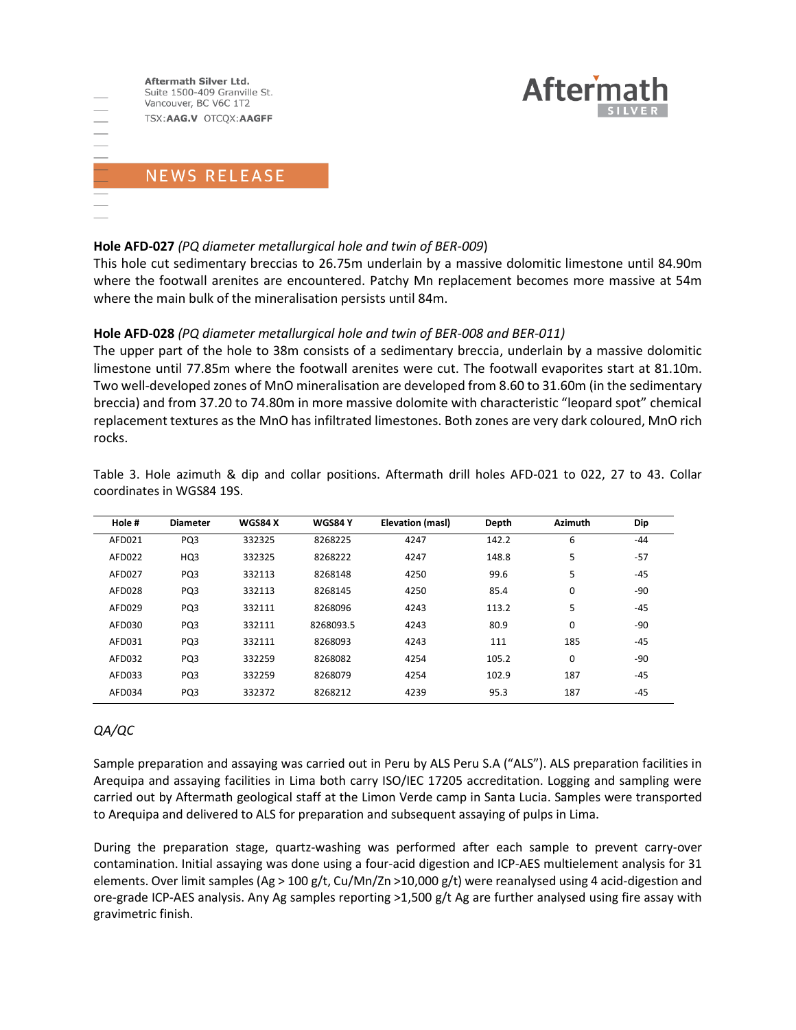**Hole AFD-027** *(PQ diameter metallurgical hole and twin of BER-009*)
This hole cut sedimentary breccias to 26.75m underlain by a massive dolomitic limestone until 84.90m where the footwall arenites are encountered. Patchy Mn replacement becomes more massive at 54m where the main bulk of the mineralisation persists until 84m.

**Hole AFD-028** *(PQ diameter metallurgical hole and twin of BER-008 and BER-011)*
The upper part of the hole to 38m consists of a sedimentary breccia, underlain by a massive dolomitic limestone until 77.85m where the footwall arenites were cut. The footwall evaporites start at 81.10m. Two well-developed zones of MnO mineralisation are developed from 8.60 to 31.60m (in the sedimentary breccia) and from 37.20 to 74.80m in more massive dolomite with characteristic "leopard spot" chemical replacement textures as the MnO has infiltrated limestones. Both zones are very dark coloured, MnO rich rocks.

Table 3. Hole azimuth & dip and collar positions. Aftermath drill holes AFD-021 to 022, 27 to 43. Collar coordinates in WGS84 19S.

| Hole # | Diameter | WGS84 X | WGS84 Y | Elevation (masl) | Depth | Azimuth | Dip |
|---|---|---|---|---|---|---|---|
| AFD021 | PQ3 | 332325 | 8268225 | 4247 | 142.2 | 6 | -44 |
| AFD022 | HQ3 | 332325 | 8268222 | 4247 | 148.8 | 5 | -57 |
| AFD027 | PQ3 | 332113 | 8268148 | 4250 | 99.6 | 5 | -45 |
| AFD028 | PQ3 | 332113 | 8268145 | 4250 | 85.4 | 0 | -90 |
| AFD029 | PQ3 | 332111 | 8268096 | 4243 | 113.2 | 5 | -45 |
| AFD030 | PQ3 | 332111 | 8268093.5 | 4243 | 80.9 | 0 | -90 |
| AFD031 | PQ3 | 332111 | 8268093 | 4243 | 111 | 185 | -45 |
| AFD032 | PQ3 | 332259 | 8268082 | 4254 | 105.2 | 0 | -90 |
| AFD033 | PQ3 | 332259 | 8268079 | 4254 | 102.9 | 187 | -45 |
| AFD034 | PQ3 | 332372 | 8268212 | 4239 | 95.3 | 187 | -45 |

*QA/QC*

Sample preparation and assaying was carried out in Peru by ALS Peru S.A ("ALS"). ALS preparation facilities in Arequipa and assaying facilities in Lima both carry ISO/IEC 17205 accreditation. Logging and sampling were carried out by Aftermath geological staff at the Limon Verde camp in Santa Lucia. Samples were transported to Arequipa and delivered to ALS for preparation and subsequent assaying of pulps in Lima.

During the preparation stage, quartz-washing was performed after each sample to prevent carry-over contamination. Initial assaying was done using a four-acid digestion and ICP-AES multielement analysis for 31 elements. Over limit samples (Ag > 100 g/t, Cu/Mn/Zn >10,000 g/t) were reanalysed using 4 acid-digestion and ore-grade ICP-AES analysis. Any Ag samples reporting >1,500 g/t Ag are further analysed using fire assay with gravimetric finish.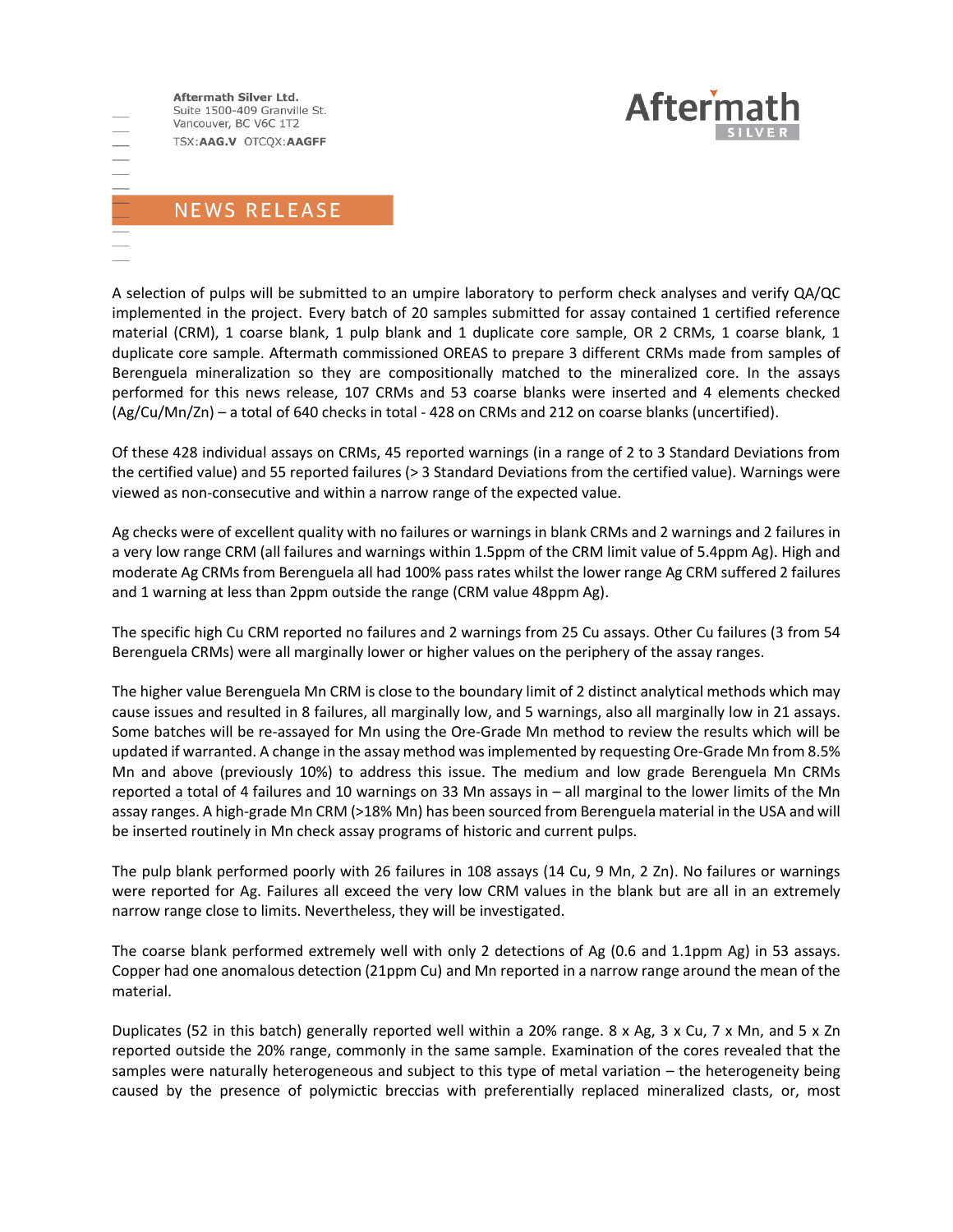A selection of pulps will be submitted to an umpire laboratory to perform check analyses and verify QA/QC implemented in the project. Every batch of 20 samples submitted for assay contained 1 certified reference material (CRM), 1 coarse blank, 1 pulp blank and 1 duplicate core sample, OR 2 CRMs, 1 coarse blank, 1 duplicate core sample. Aftermath commissioned OREAS to prepare 3 different CRMs made from samples of Berenguela mineralization so they are compositionally matched to the mineralized core. In the assays performed for this news release, 107 CRMs and 53 coarse blanks were inserted and 4 elements checked (Ag/Cu/Mn/Zn) – a total of 640 checks in total - 428 on CRMs and 212 on coarse blanks (uncertified).

Of these 428 individual assays on CRMs, 45 reported warnings (in a range of 2 to 3 Standard Deviations from the certified value) and 55 reported failures (> 3 Standard Deviations from the certified value). Warnings were viewed as non-consecutive and within a narrow range of the expected value.

Ag checks were of excellent quality with no failures or warnings in blank CRMs and 2 warnings and 2 failures in a very low range CRM (all failures and warnings within 1.5ppm of the CRM limit value of 5.4ppm Ag). High and moderate Ag CRMs from Berenguela all had 100% pass rates whilst the lower range Ag CRM suffered 2 failures and 1 warning at less than 2ppm outside the range (CRM value 48ppm Ag).

The specific high Cu CRM reported no failures and 2 warnings from 25 Cu assays. Other Cu failures (3 from 54 Berenguela CRMs) were all marginally lower or higher values on the periphery of the assay ranges.

The higher value Berenguela Mn CRM is close to the boundary limit of 2 distinct analytical methods which may cause issues and resulted in 8 failures, all marginally low, and 5 warnings, also all marginally low in 21 assays. Some batches will be re-assayed for Mn using the Ore-Grade Mn method to review the results which will be updated if warranted. A change in the assay method was implemented by requesting Ore-Grade Mn from 8.5% Mn and above (previously 10%) to address this issue. The medium and low grade Berenguela Mn CRMs reported a total of 4 failures and 10 warnings on 33 Mn assays in – all marginal to the lower limits of the Mn assay ranges. A high-grade Mn CRM (>18% Mn) has been sourced from Berenguela material in the USA and will be inserted routinely in Mn check assay programs of historic and current pulps.

The pulp blank performed poorly with 26 failures in 108 assays (14 Cu, 9 Mn, 2 Zn). No failures or warnings were reported for Ag. Failures all exceed the very low CRM values in the blank but are all in an extremely narrow range close to limits. Nevertheless, they will be investigated.

The coarse blank performed extremely well with only 2 detections of Ag (0.6 and 1.1ppm Ag) in 53 assays. Copper had one anomalous detection (21ppm Cu) and Mn reported in a narrow range around the mean of the material.

Duplicates (52 in this batch) generally reported well within a 20% range. 8 x Ag, 3 x Cu, 7 x Mn, and 5 x Zn reported outside the 20% range, commonly in the same sample. Examination of the cores revealed that the samples were naturally heterogeneous and subject to this type of metal variation – the heterogeneity being caused by the presence of polymictic breccias with preferentially replaced mineralized clasts, or, most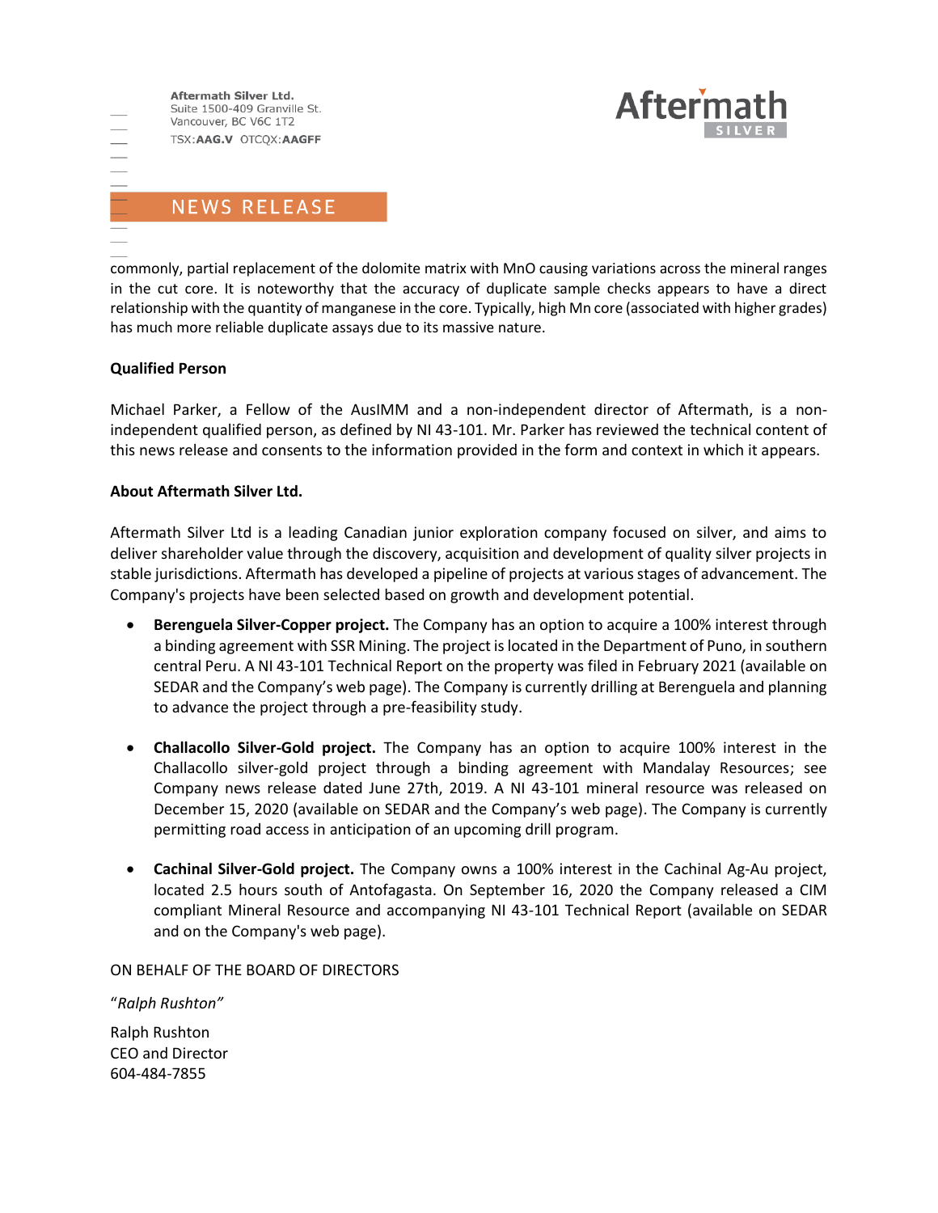commonly, partial replacement of the dolomite matrix with MnO causing variations across the mineral ranges in the cut core. It is noteworthy that the accuracy of duplicate sample checks appears to have a direct relationship with the quantity of manganese in the core. Typically, high Mn core (associated with higher grades) has much more reliable duplicate assays due to its massive nature.

**Qualified Person**

Michael Parker, a Fellow of the AusIMM and a non-independent director of Aftermath, is a non-independent qualified person, as defined by NI 43-101. Mr. Parker has reviewed the technical content of this news release and consents to the information provided in the form and context in which it appears.

**About Aftermath Silver Ltd.**

Aftermath Silver Ltd is a leading Canadian junior exploration company focused on silver, and aims to deliver shareholder value through the discovery, acquisition and development of quality silver projects in stable jurisdictions. Aftermath has developed a pipeline of projects at various stages of advancement. The Company's projects have been selected based on growth and development potential.

- **Berenguela Silver-Copper project.** The Company has an option to acquire a 100% interest through a binding agreement with SSR Mining. The project is located in the Department of Puno, in southern central Peru. A NI 43-101 Technical Report on the property was filed in February 2021 (available on SEDAR and the Company's web page). The Company is currently drilling at Berenguela and planning to advance the project through a pre-feasibility study.

- **Challacollo Silver-Gold project.** The Company has an option to acquire 100% interest in the Challacollo silver-gold project through a binding agreement with Mandalay Resources; see Company news release dated June 27th, 2019. A NI 43-101 mineral resource was released on December 15, 2020 (available on SEDAR and the Company's web page). The Company is currently permitting road access in anticipation of an upcoming drill program.

- **Cachinal Silver-Gold project.** The Company owns a 100% interest in the Cachinal Ag-Au project, located 2.5 hours south of Antofagasta. On September 16, 2020 the Company released a CIM compliant Mineral Resource and accompanying NI 43-101 Technical Report (available on SEDAR and on the Company's web page).

ON BEHALF OF THE BOARD OF DIRECTORS

"*Ralph Rushton*"

Ralph Rushton
CEO and Director
604-484-7855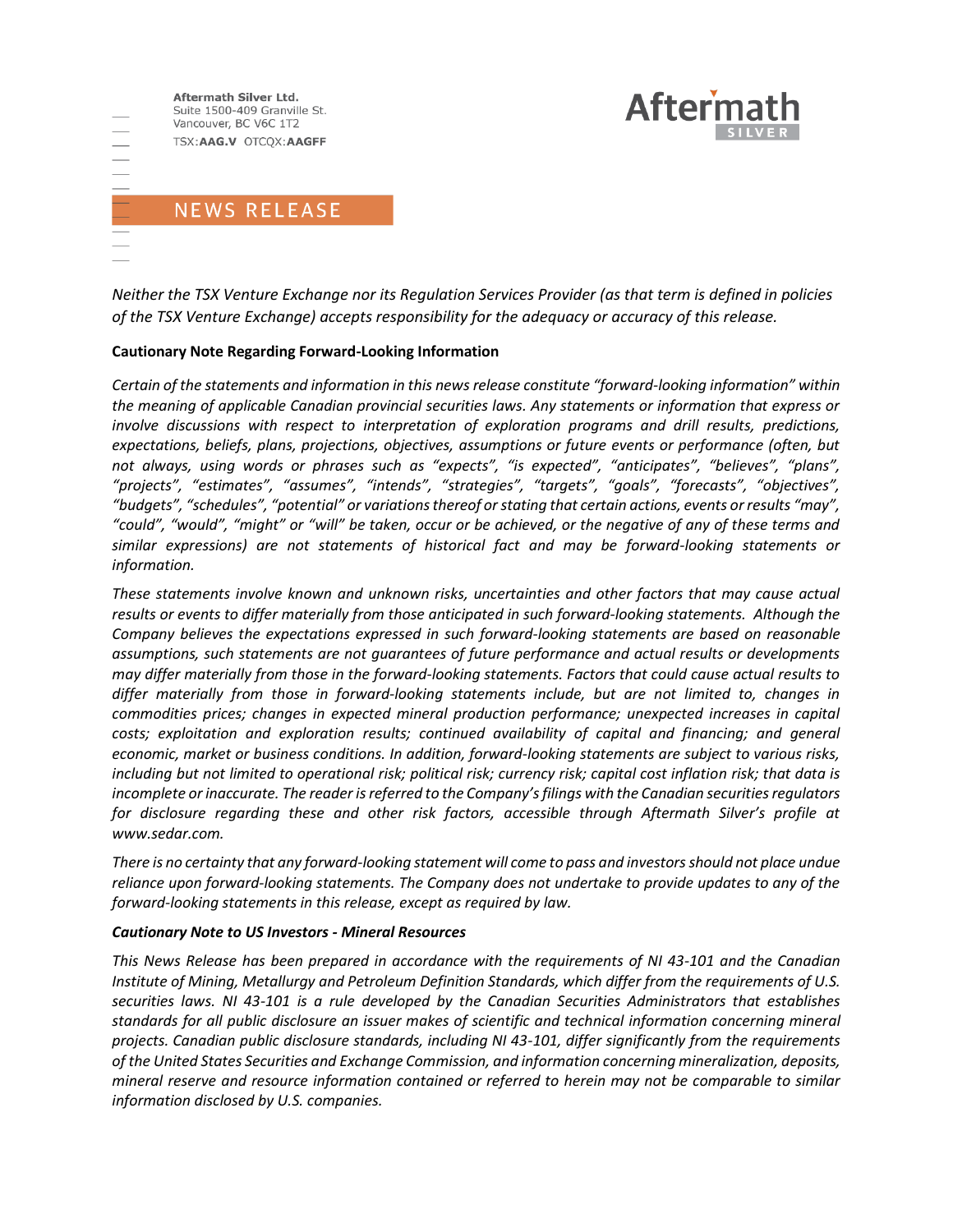Aftermath Silver Ltd.
Suite 1500-409 Granville St.
Vancouver, BC V6C 1T2
TSX:**AAG.V** OTCQX:**AAGFF**

NEWS RELEASE

*Neither the TSX Venture Exchange nor its Regulation Services Provider (as that term is defined in policies of the TSX Venture Exchange) accepts responsibility for the adequacy or accuracy of this release.*

**Cautionary Note Regarding Forward-Looking Information**

*Certain of the statements and information in this news release constitute "forward-looking information" within the meaning of applicable Canadian provincial securities laws. Any statements or information that express or involve discussions with respect to interpretation of exploration programs and drill results, predictions, expectations, beliefs, plans, projections, objectives, assumptions or future events or performance (often, but not always, using words or phrases such as "expects", "is expected", "anticipates", "believes", "plans", "projects", "estimates", "assumes", "intends", "strategies", "targets", "goals", "forecasts", "objectives", "budgets", "schedules", "potential" or variations thereof or stating that certain actions, events or results "may", "could", "would", "might" or "will" be taken, occur or be achieved, or the negative of any of these terms and similar expressions) are not statements of historical fact and may be forward-looking statements or information.*

*These statements involve known and unknown risks, uncertainties and other factors that may cause actual results or events to differ materially from those anticipated in such forward-looking statements. Although the Company believes the expectations expressed in such forward-looking statements are based on reasonable assumptions, such statements are not guarantees of future performance and actual results or developments may differ materially from those in the forward-looking statements. Factors that could cause actual results to differ materially from those in forward-looking statements include, but are not limited to, changes in commodities prices; changes in expected mineral production performance; unexpected increases in capital costs; exploitation and exploration results; continued availability of capital and financing; and general economic, market or business conditions. In addition, forward-looking statements are subject to various risks, including but not limited to operational risk; political risk; currency risk; capital cost inflation risk; that data is incomplete or inaccurate. The reader is referred to the Company's filings with the Canadian securities regulators for disclosure regarding these and other risk factors, accessible through Aftermath Silver's profile at www.sedar.com.*

*There is no certainty that any forward-looking statement will come to pass and investors should not place undue reliance upon forward-looking statements. The Company does not undertake to provide updates to any of the forward-looking statements in this release, except as required by law.*

***Cautionary Note to US Investors - Mineral Resources***

*This News Release has been prepared in accordance with the requirements of NI 43-101 and the Canadian Institute of Mining, Metallurgy and Petroleum Definition Standards, which differ from the requirements of U.S. securities laws. NI 43-101 is a rule developed by the Canadian Securities Administrators that establishes standards for all public disclosure an issuer makes of scientific and technical information concerning mineral projects. Canadian public disclosure standards, including NI 43-101, differ significantly from the requirements of the United States Securities and Exchange Commission, and information concerning mineralization, deposits, mineral reserve and resource information contained or referred to herein may not be comparable to similar information disclosed by U.S. companies.*